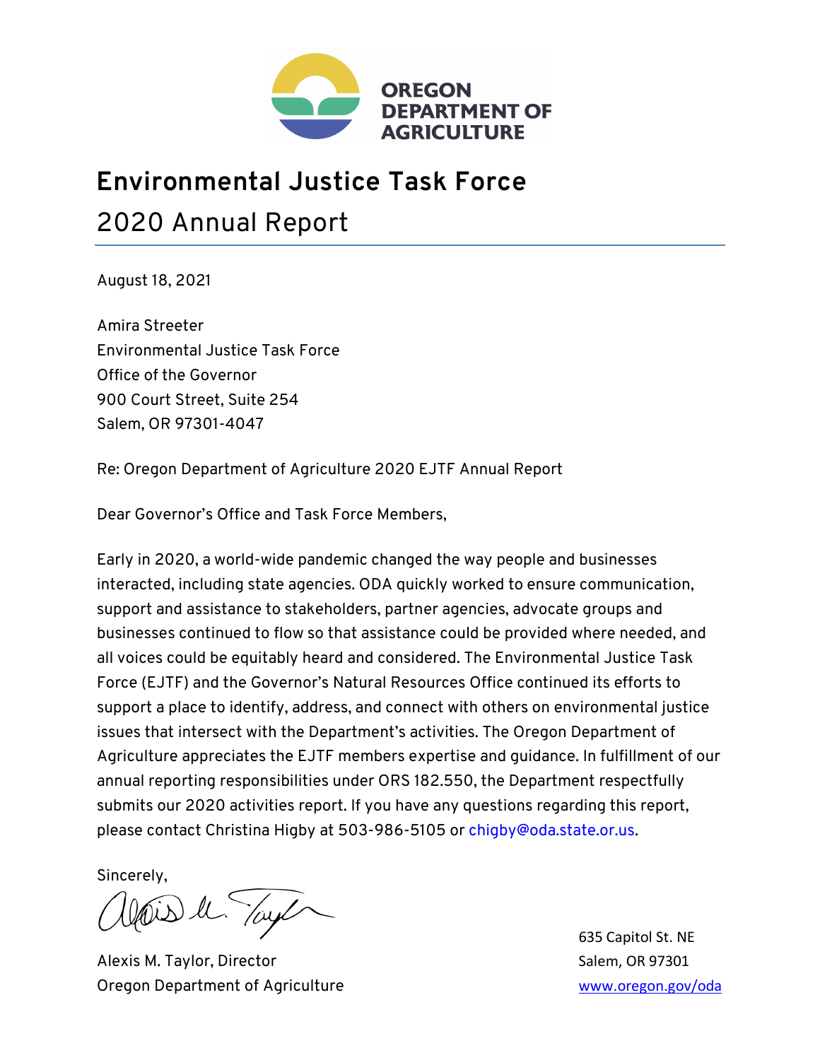OREGON DEPARTMENT OF AGRICULTURE

# Environmental Justice Task Force

## 2020 Annual Report

August 18, 2021

Amira Streeter
Environmental Justice Task Force
Office of the Governor
900 Court Street, Suite 254
Salem, OR 97301-4047

Re: Oregon Department of Agriculture 2020 EJTF Annual Report

Dear Governor's Office and Task Force Members,

Early in 2020, a world-wide pandemic changed the way people and businesses interacted, including state agencies. ODA quickly worked to ensure communication, support and assistance to stakeholders, partner agencies, advocate groups and businesses continued to flow so that assistance could be provided where needed, and all voices could be equitably heard and considered. The Environmental Justice Task Force (EJTF) and the Governor's Natural Resources Office continued its efforts to support a place to identify, address, and connect with others on environmental justice issues that intersect with the Department's activities. The Oregon Department of Agriculture appreciates the EJTF members expertise and guidance. In fulfillment of our annual reporting responsibilities under ORS 182.550, the Department respectfully submits our 2020 activities report. If you have any questions regarding this report, please contact Christina Higby at 503-986-5105 or chigby@oda.state.or.us.

Sincerely,

Alexis M. Taylor, Director
Oregon Department of Agriculture

635 Capitol St. NE
Salem, OR 97301
www.oregon.gov/oda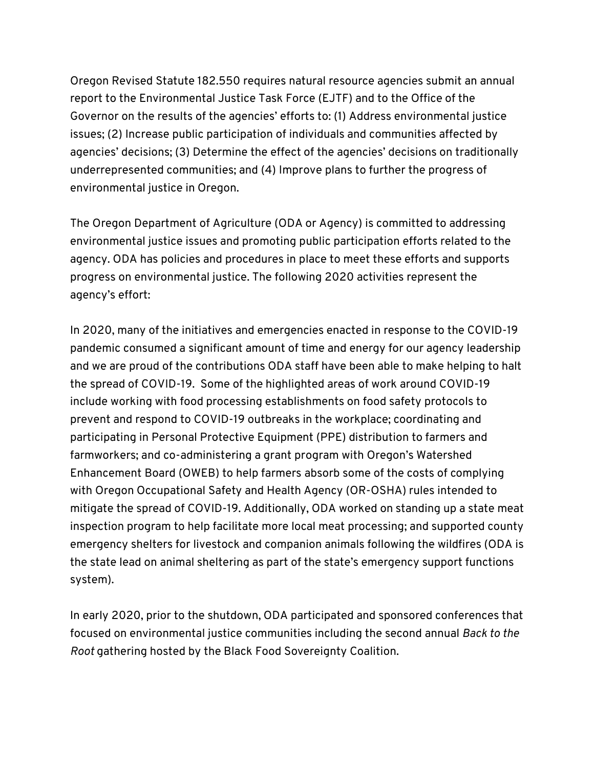Oregon Revised Statute 182.550 requires natural resource agencies submit an annual report to the Environmental Justice Task Force (EJTF) and to the Office of the Governor on the results of the agencies' efforts to: (1) Address environmental justice issues; (2) Increase public participation of individuals and communities affected by agencies' decisions; (3) Determine the effect of the agencies' decisions on traditionally underrepresented communities; and (4) Improve plans to further the progress of environmental justice in Oregon.

The Oregon Department of Agriculture (ODA or Agency) is committed to addressing environmental justice issues and promoting public participation efforts related to the agency. ODA has policies and procedures in place to meet these efforts and supports progress on environmental justice. The following 2020 activities represent the agency's effort:

In 2020, many of the initiatives and emergencies enacted in response to the COVID-19 pandemic consumed a significant amount of time and energy for our agency leadership and we are proud of the contributions ODA staff have been able to make helping to halt the spread of COVID-19. Some of the highlighted areas of work around COVID-19 include working with food processing establishments on food safety protocols to prevent and respond to COVID-19 outbreaks in the workplace; coordinating and participating in Personal Protective Equipment (PPE) distribution to farmers and farmworkers; and co-administering a grant program with Oregon's Watershed Enhancement Board (OWEB) to help farmers absorb some of the costs of complying with Oregon Occupational Safety and Health Agency (OR-OSHA) rules intended to mitigate the spread of COVID-19. Additionally, ODA worked on standing up a state meat inspection program to help facilitate more local meat processing; and supported county emergency shelters for livestock and companion animals following the wildfires (ODA is the state lead on animal sheltering as part of the state's emergency support functions system).

In early 2020, prior to the shutdown, ODA participated and sponsored conferences that focused on environmental justice communities including the second annual *Back to the Root* gathering hosted by the Black Food Sovereignty Coalition.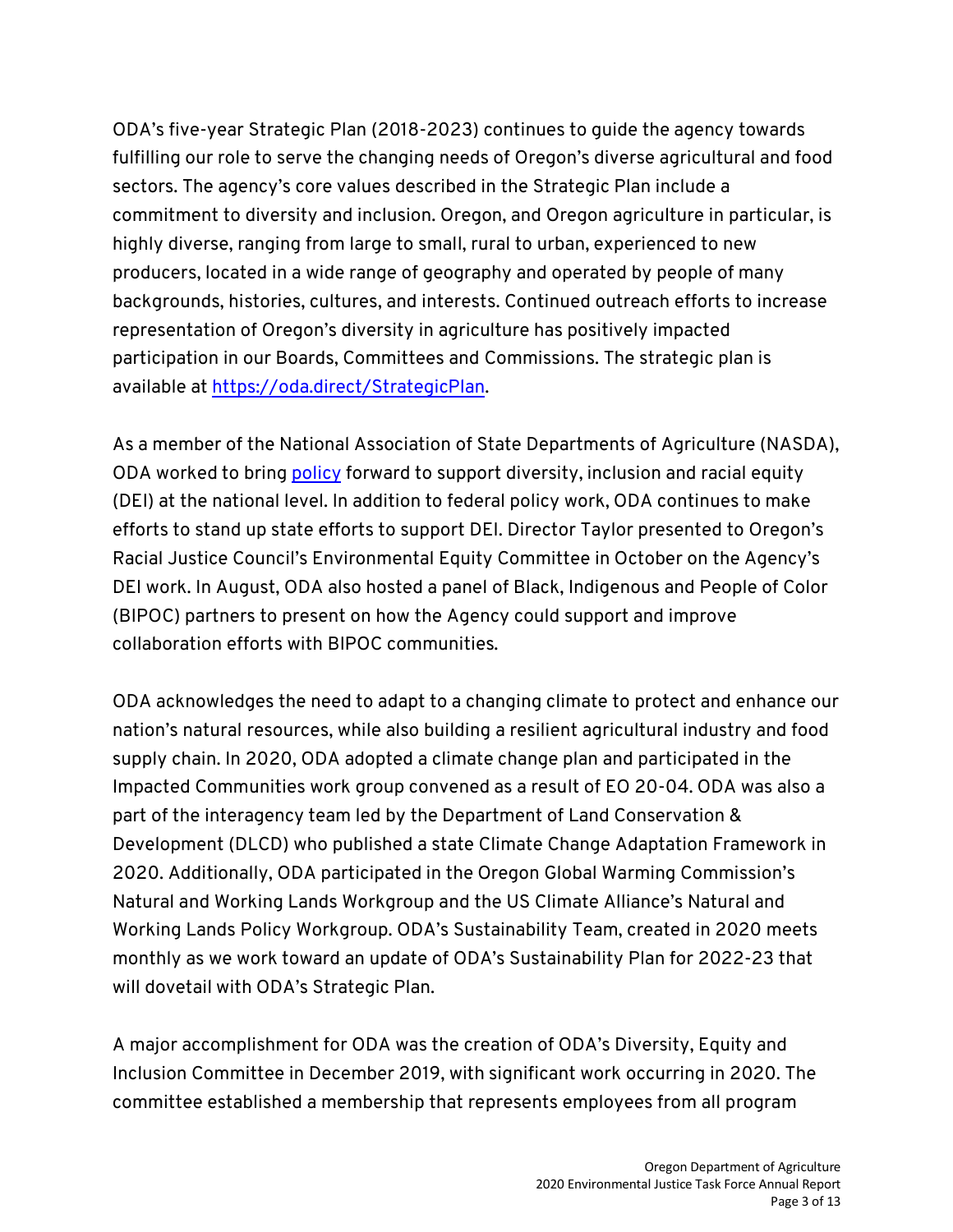ODA's five-year Strategic Plan (2018-2023) continues to guide the agency towards fulfilling our role to serve the changing needs of Oregon's diverse agricultural and food sectors. The agency's core values described in the Strategic Plan include a commitment to diversity and inclusion. Oregon, and Oregon agriculture in particular, is highly diverse, ranging from large to small, rural to urban, experienced to new producers, located in a wide range of geography and operated by people of many backgrounds, histories, cultures, and interests. Continued outreach efforts to increase representation of Oregon's diversity in agriculture has positively impacted participation in our Boards, Committees and Commissions. The strategic plan is available at https://oda.direct/StrategicPlan.

As a member of the National Association of State Departments of Agriculture (NASDA), ODA worked to bring policy forward to support diversity, inclusion and racial equity (DEI) at the national level. In addition to federal policy work, ODA continues to make efforts to stand up state efforts to support DEI. Director Taylor presented to Oregon's Racial Justice Council's Environmental Equity Committee in October on the Agency's DEI work. In August, ODA also hosted a panel of Black, Indigenous and People of Color (BIPOC) partners to present on how the Agency could support and improve collaboration efforts with BIPOC communities.

ODA acknowledges the need to adapt to a changing climate to protect and enhance our nation's natural resources, while also building a resilient agricultural industry and food supply chain. In 2020, ODA adopted a climate change plan and participated in the Impacted Communities work group convened as a result of EO 20-04. ODA was also a part of the interagency team led by the Department of Land Conservation & Development (DLCD) who published a state Climate Change Adaptation Framework in 2020. Additionally, ODA participated in the Oregon Global Warming Commission's Natural and Working Lands Workgroup and the US Climate Alliance's Natural and Working Lands Policy Workgroup. ODA's Sustainability Team, created in 2020 meets monthly as we work toward an update of ODA's Sustainability Plan for 2022-23 that will dovetail with ODA's Strategic Plan.

A major accomplishment for ODA was the creation of ODA's Diversity, Equity and Inclusion Committee in December 2019, with significant work occurring in 2020. The committee established a membership that represents employees from all program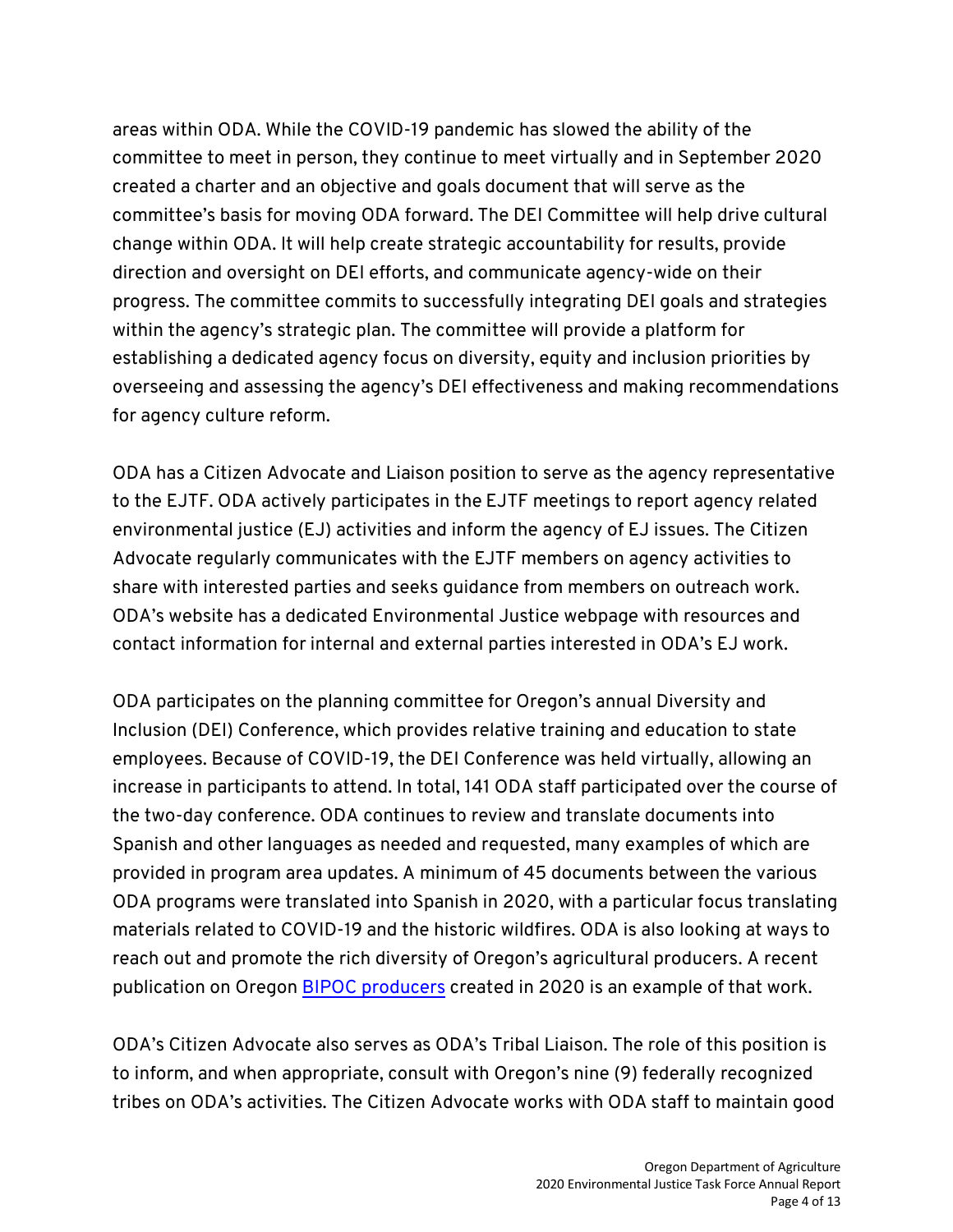areas within ODA. While the COVID-19 pandemic has slowed the ability of the committee to meet in person, they continue to meet virtually and in September 2020 created a charter and an objective and goals document that will serve as the committee's basis for moving ODA forward. The DEI Committee will help drive cultural change within ODA. It will help create strategic accountability for results, provide direction and oversight on DEI efforts, and communicate agency-wide on their progress. The committee commits to successfully integrating DEI goals and strategies within the agency's strategic plan. The committee will provide a platform for establishing a dedicated agency focus on diversity, equity and inclusion priorities by overseeing and assessing the agency's DEI effectiveness and making recommendations for agency culture reform.

ODA has a Citizen Advocate and Liaison position to serve as the agency representative to the EJTF. ODA actively participates in the EJTF meetings to report agency related environmental justice (EJ) activities and inform the agency of EJ issues. The Citizen Advocate regularly communicates with the EJTF members on agency activities to share with interested parties and seeks guidance from members on outreach work. ODA's website has a dedicated Environmental Justice webpage with resources and contact information for internal and external parties interested in ODA's EJ work.

ODA participates on the planning committee for Oregon's annual Diversity and Inclusion (DEI) Conference, which provides relative training and education to state employees. Because of COVID-19, the DEI Conference was held virtually, allowing an increase in participants to attend. In total, 141 ODA staff participated over the course of the two-day conference. ODA continues to review and translate documents into Spanish and other languages as needed and requested, many examples of which are provided in program area updates. A minimum of 45 documents between the various ODA programs were translated into Spanish in 2020, with a particular focus translating materials related to COVID-19 and the historic wildfires. ODA is also looking at ways to reach out and promote the rich diversity of Oregon's agricultural producers. A recent publication on Oregon BIPOC producers created in 2020 is an example of that work.

ODA's Citizen Advocate also serves as ODA's Tribal Liaison. The role of this position is to inform, and when appropriate, consult with Oregon's nine (9) federally recognized tribes on ODA's activities. The Citizen Advocate works with ODA staff to maintain good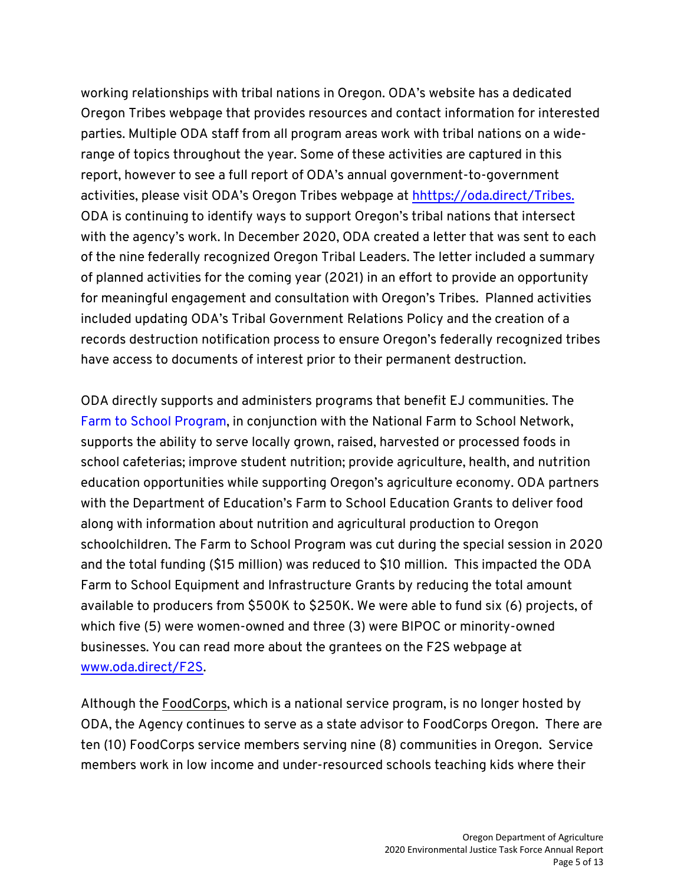working relationships with tribal nations in Oregon. ODA's website has a dedicated Oregon Tribes webpage that provides resources and contact information for interested parties. Multiple ODA staff from all program areas work with tribal nations on a wide-range of topics throughout the year. Some of these activities are captured in this report, however to see a full report of ODA's annual government-to-government activities, please visit ODA's Oregon Tribes webpage at [hhttps://oda.direct/Tribes.](hhttps://oda.direct/Tribes.) ODA is continuing to identify ways to support Oregon's tribal nations that intersect with the agency's work. In December 2020, ODA created a letter that was sent to each of the nine federally recognized Oregon Tribal Leaders. The letter included a summary of planned activities for the coming year (2021) in an effort to provide an opportunity for meaningful engagement and consultation with Oregon's Tribes. Planned activities included updating ODA's Tribal Government Relations Policy and the creation of a records destruction notification process to ensure Oregon's federally recognized tribes have access to documents of interest prior to their permanent destruction.

ODA directly supports and administers programs that benefit EJ communities. The Farm to School Program, in conjunction with the National Farm to School Network, supports the ability to serve locally grown, raised, harvested or processed foods in school cafeterias; improve student nutrition; provide agriculture, health, and nutrition education opportunities while supporting Oregon's agriculture economy. ODA partners with the Department of Education's Farm to School Education Grants to deliver food along with information about nutrition and agricultural production to Oregon schoolchildren. The Farm to School Program was cut during the special session in 2020 and the total funding ($15 million) was reduced to $10 million. This impacted the ODA Farm to School Equipment and Infrastructure Grants by reducing the total amount available to producers from $500K to $250K. We were able to fund six (6) projects, of which five (5) were women-owned and three (3) were BIPOC or minority-owned businesses. You can read more about the grantees on the F2S webpage at [www.oda.direct/F2S](www.oda.direct/F2S).

Although the FoodCorps, which is a national service program, is no longer hosted by ODA, the Agency continues to serve as a state advisor to FoodCorps Oregon. There are ten (10) FoodCorps service members serving nine (8) communities in Oregon. Service members work in low income and under-resourced schools teaching kids where their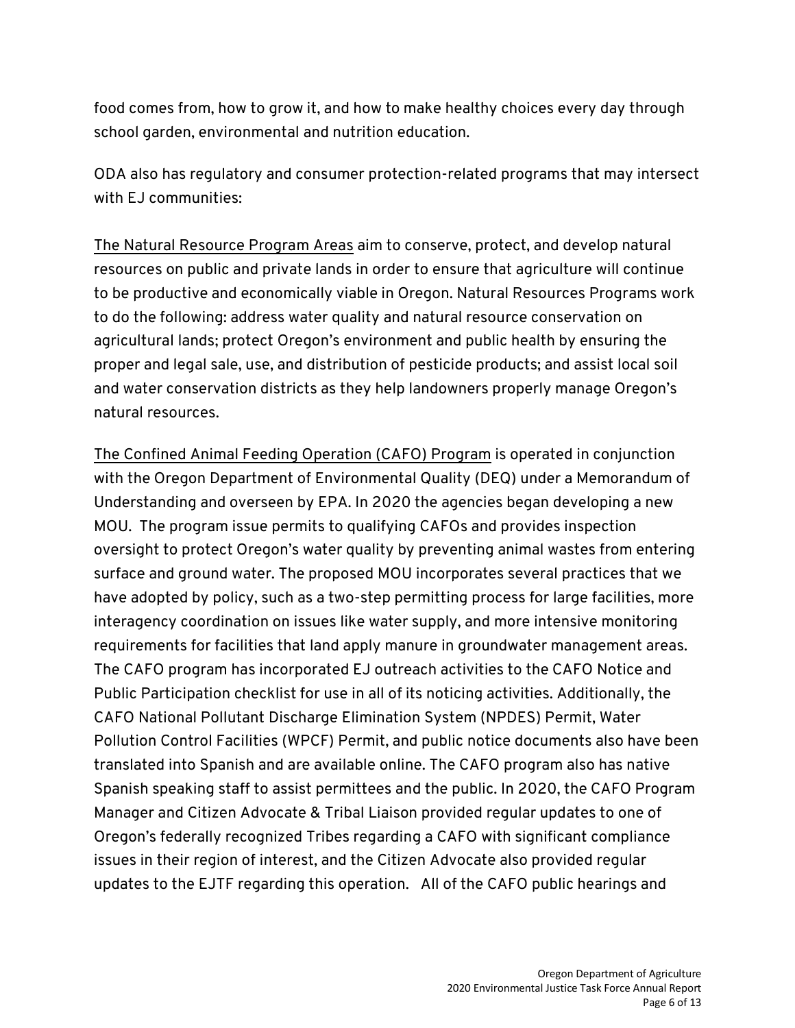food comes from, how to grow it, and how to make healthy choices every day through school garden, environmental and nutrition education.

ODA also has regulatory and consumer protection-related programs that may intersect with EJ communities:

The Natural Resource Program Areas aim to conserve, protect, and develop natural resources on public and private lands in order to ensure that agriculture will continue to be productive and economically viable in Oregon. Natural Resources Programs work to do the following: address water quality and natural resource conservation on agricultural lands; protect Oregon's environment and public health by ensuring the proper and legal sale, use, and distribution of pesticide products; and assist local soil and water conservation districts as they help landowners properly manage Oregon's natural resources.

The Confined Animal Feeding Operation (CAFO) Program is operated in conjunction with the Oregon Department of Environmental Quality (DEQ) under a Memorandum of Understanding and overseen by EPA. In 2020 the agencies began developing a new MOU. The program issue permits to qualifying CAFOs and provides inspection oversight to protect Oregon's water quality by preventing animal wastes from entering surface and ground water. The proposed MOU incorporates several practices that we have adopted by policy, such as a two-step permitting process for large facilities, more interagency coordination on issues like water supply, and more intensive monitoring requirements for facilities that land apply manure in groundwater management areas. The CAFO program has incorporated EJ outreach activities to the CAFO Notice and Public Participation checklist for use in all of its noticing activities. Additionally, the CAFO National Pollutant Discharge Elimination System (NPDES) Permit, Water Pollution Control Facilities (WPCF) Permit, and public notice documents also have been translated into Spanish and are available online. The CAFO program also has native Spanish speaking staff to assist permittees and the public. In 2020, the CAFO Program Manager and Citizen Advocate & Tribal Liaison provided regular updates to one of Oregon's federally recognized Tribes regarding a CAFO with significant compliance issues in their region of interest, and the Citizen Advocate also provided regular updates to the EJTF regarding this operation. All of the CAFO public hearings and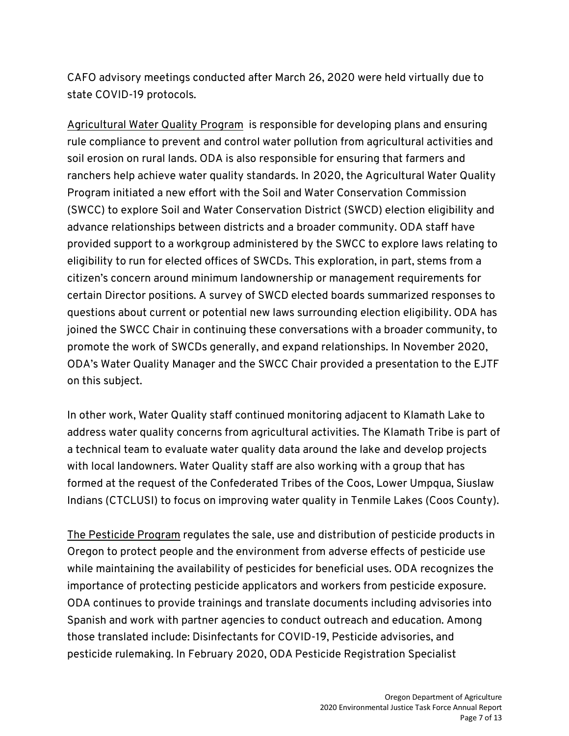CAFO advisory meetings conducted after March 26, 2020 were held virtually due to state COVID-19 protocols.

Agricultural Water Quality Program is responsible for developing plans and ensuring rule compliance to prevent and control water pollution from agricultural activities and soil erosion on rural lands. ODA is also responsible for ensuring that farmers and ranchers help achieve water quality standards. In 2020, the Agricultural Water Quality Program initiated a new effort with the Soil and Water Conservation Commission (SWCC) to explore Soil and Water Conservation District (SWCD) election eligibility and advance relationships between districts and a broader community. ODA staff have provided support to a workgroup administered by the SWCC to explore laws relating to eligibility to run for elected offices of SWCDs. This exploration, in part, stems from a citizen's concern around minimum landownership or management requirements for certain Director positions. A survey of SWCD elected boards summarized responses to questions about current or potential new laws surrounding election eligibility. ODA has joined the SWCC Chair in continuing these conversations with a broader community, to promote the work of SWCDs generally, and expand relationships. In November 2020, ODA's Water Quality Manager and the SWCC Chair provided a presentation to the EJTF on this subject.

In other work, Water Quality staff continued monitoring adjacent to Klamath Lake to address water quality concerns from agricultural activities. The Klamath Tribe is part of a technical team to evaluate water quality data around the lake and develop projects with local landowners. Water Quality staff are also working with a group that has formed at the request of the Confederated Tribes of the Coos, Lower Umpqua, Siuslaw Indians (CTCLUSI) to focus on improving water quality in Tenmile Lakes (Coos County).

The Pesticide Program regulates the sale, use and distribution of pesticide products in Oregon to protect people and the environment from adverse effects of pesticide use while maintaining the availability of pesticides for beneficial uses. ODA recognizes the importance of protecting pesticide applicators and workers from pesticide exposure. ODA continues to provide trainings and translate documents including advisories into Spanish and work with partner agencies to conduct outreach and education. Among those translated include: Disinfectants for COVID-19, Pesticide advisories, and pesticide rulemaking. In February 2020, ODA Pesticide Registration Specialist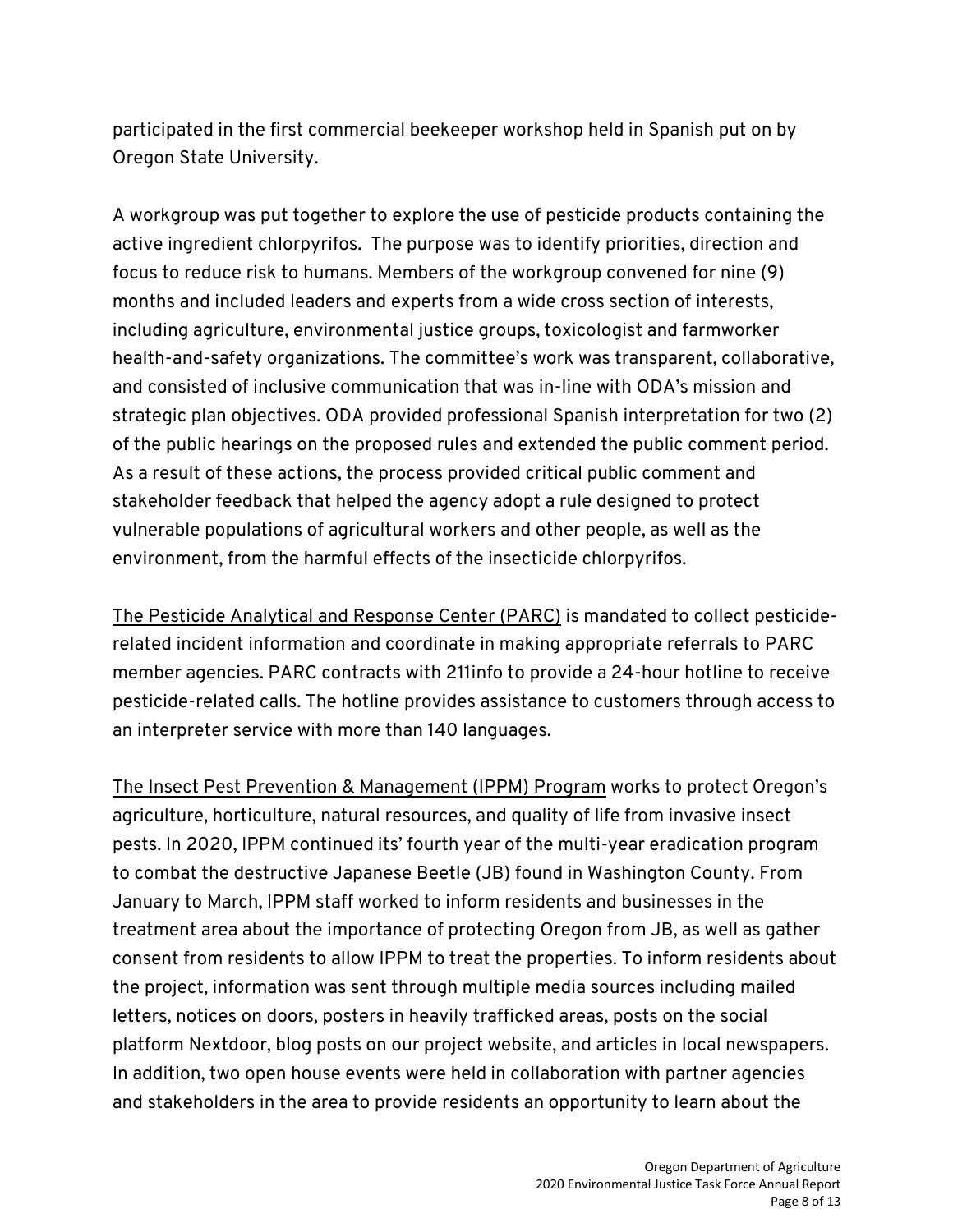participated in the first commercial beekeeper workshop held in Spanish put on by Oregon State University.

A workgroup was put together to explore the use of pesticide products containing the active ingredient chlorpyrifos. The purpose was to identify priorities, direction and focus to reduce risk to humans. Members of the workgroup convened for nine (9) months and included leaders and experts from a wide cross section of interests, including agriculture, environmental justice groups, toxicologist and farmworker health-and-safety organizations. The committee's work was transparent, collaborative, and consisted of inclusive communication that was in-line with ODA's mission and strategic plan objectives. ODA provided professional Spanish interpretation for two (2) of the public hearings on the proposed rules and extended the public comment period. As a result of these actions, the process provided critical public comment and stakeholder feedback that helped the agency adopt a rule designed to protect vulnerable populations of agricultural workers and other people, as well as the environment, from the harmful effects of the insecticide chlorpyrifos.

The Pesticide Analytical and Response Center (PARC) is mandated to collect pesticide-related incident information and coordinate in making appropriate referrals to PARC member agencies. PARC contracts with 211info to provide a 24-hour hotline to receive pesticide-related calls. The hotline provides assistance to customers through access to an interpreter service with more than 140 languages.

The Insect Pest Prevention & Management (IPPM) Program works to protect Oregon's agriculture, horticulture, natural resources, and quality of life from invasive insect pests. In 2020, IPPM continued its' fourth year of the multi-year eradication program to combat the destructive Japanese Beetle (JB) found in Washington County. From January to March, IPPM staff worked to inform residents and businesses in the treatment area about the importance of protecting Oregon from JB, as well as gather consent from residents to allow IPPM to treat the properties. To inform residents about the project, information was sent through multiple media sources including mailed letters, notices on doors, posters in heavily trafficked areas, posts on the social platform Nextdoor, blog posts on our project website, and articles in local newspapers. In addition, two open house events were held in collaboration with partner agencies and stakeholders in the area to provide residents an opportunity to learn about the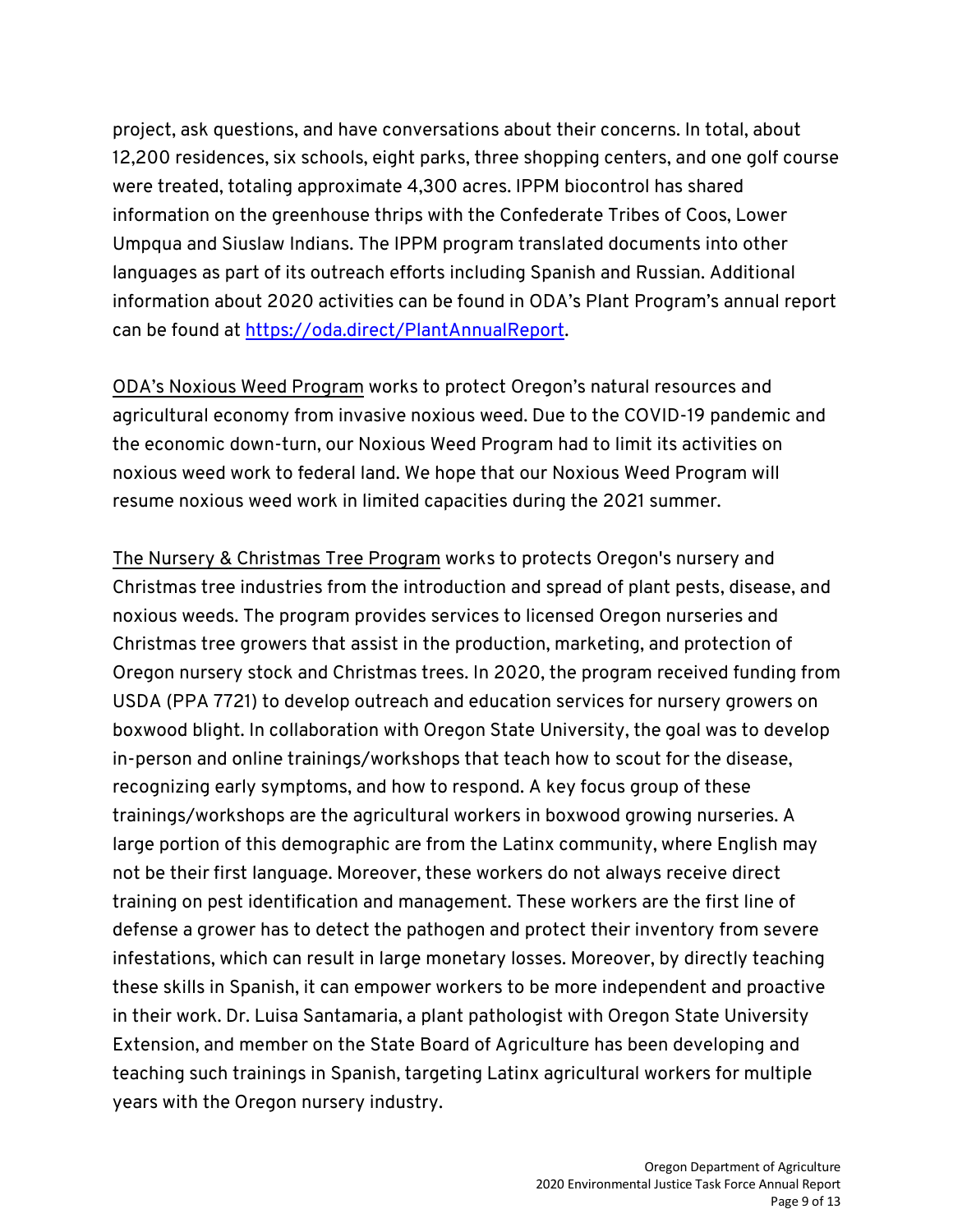project, ask questions, and have conversations about their concerns. In total, about 12,200 residences, six schools, eight parks, three shopping centers, and one golf course were treated, totaling approximate 4,300 acres. IPPM biocontrol has shared information on the greenhouse thrips with the Confederate Tribes of Coos, Lower Umpqua and Siuslaw Indians. The IPPM program translated documents into other languages as part of its outreach efforts including Spanish and Russian. Additional information about 2020 activities can be found in ODA's Plant Program's annual report can be found at [https://oda.direct/PlantAnnualReport](https://oda.direct/PlantAnnualReport).

ODA's Noxious Weed Program works to protect Oregon's natural resources and agricultural economy from invasive noxious weed. Due to the COVID-19 pandemic and the economic down-turn, our Noxious Weed Program had to limit its activities on noxious weed work to federal land. We hope that our Noxious Weed Program will resume noxious weed work in limited capacities during the 2021 summer.

The Nursery & Christmas Tree Program works to protects Oregon's nursery and Christmas tree industries from the introduction and spread of plant pests, disease, and noxious weeds. The program provides services to licensed Oregon nurseries and Christmas tree growers that assist in the production, marketing, and protection of Oregon nursery stock and Christmas trees. In 2020, the program received funding from USDA (PPA 7721) to develop outreach and education services for nursery growers on boxwood blight. In collaboration with Oregon State University, the goal was to develop in-person and online trainings/workshops that teach how to scout for the disease, recognizing early symptoms, and how to respond. A key focus group of these trainings/workshops are the agricultural workers in boxwood growing nurseries. A large portion of this demographic are from the Latinx community, where English may not be their first language. Moreover, these workers do not always receive direct training on pest identification and management. These workers are the first line of defense a grower has to detect the pathogen and protect their inventory from severe infestations, which can result in large monetary losses. Moreover, by directly teaching these skills in Spanish, it can empower workers to be more independent and proactive in their work. Dr. Luisa Santamaria, a plant pathologist with Oregon State University Extension, and member on the State Board of Agriculture has been developing and teaching such trainings in Spanish, targeting Latinx agricultural workers for multiple years with the Oregon nursery industry.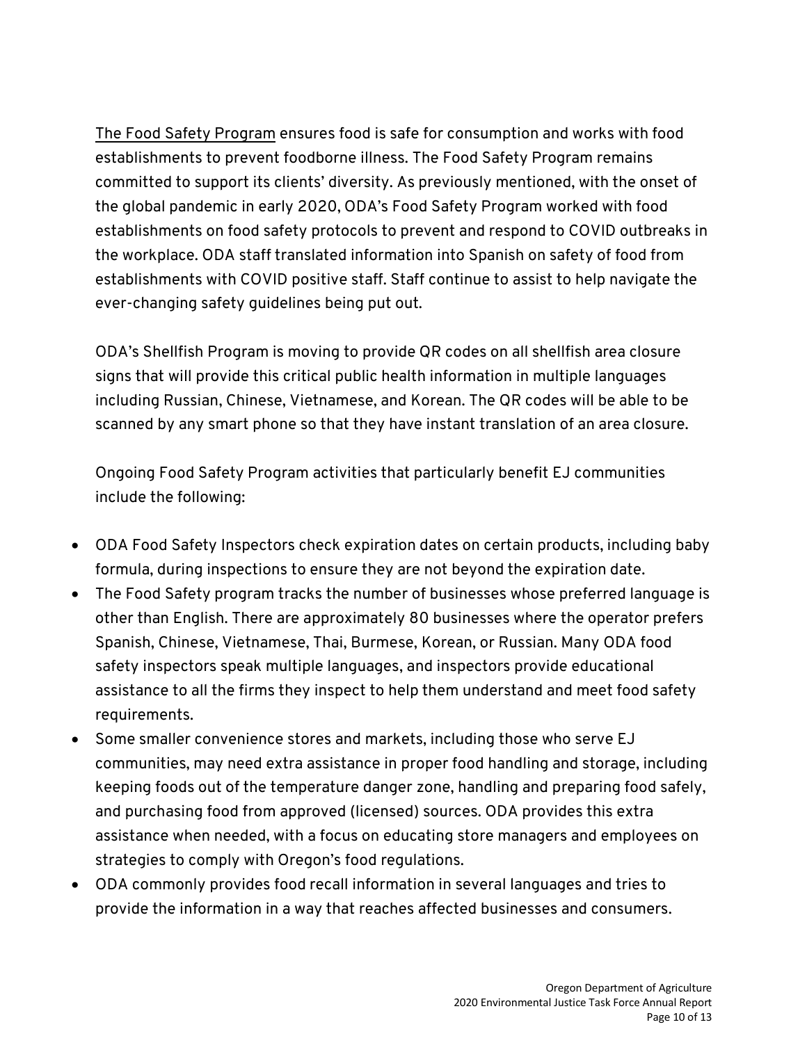The Food Safety Program ensures food is safe for consumption and works with food establishments to prevent foodborne illness. The Food Safety Program remains committed to support its clients' diversity. As previously mentioned, with the onset of the global pandemic in early 2020, ODA's Food Safety Program worked with food establishments on food safety protocols to prevent and respond to COVID outbreaks in the workplace. ODA staff translated information into Spanish on safety of food from establishments with COVID positive staff. Staff continue to assist to help navigate the ever-changing safety guidelines being put out.

ODA's Shellfish Program is moving to provide QR codes on all shellfish area closure signs that will provide this critical public health information in multiple languages including Russian, Chinese, Vietnamese, and Korean. The QR codes will be able to be scanned by any smart phone so that they have instant translation of an area closure.

Ongoing Food Safety Program activities that particularly benefit EJ communities include the following:

- ODA Food Safety Inspectors check expiration dates on certain products, including baby formula, during inspections to ensure they are not beyond the expiration date.
- The Food Safety program tracks the number of businesses whose preferred language is other than English. There are approximately 80 businesses where the operator prefers Spanish, Chinese, Vietnamese, Thai, Burmese, Korean, or Russian. Many ODA food safety inspectors speak multiple languages, and inspectors provide educational assistance to all the firms they inspect to help them understand and meet food safety requirements.
- Some smaller convenience stores and markets, including those who serve EJ communities, may need extra assistance in proper food handling and storage, including keeping foods out of the temperature danger zone, handling and preparing food safely, and purchasing food from approved (licensed) sources. ODA provides this extra assistance when needed, with a focus on educating store managers and employees on strategies to comply with Oregon's food regulations.
- ODA commonly provides food recall information in several languages and tries to provide the information in a way that reaches affected businesses and consumers.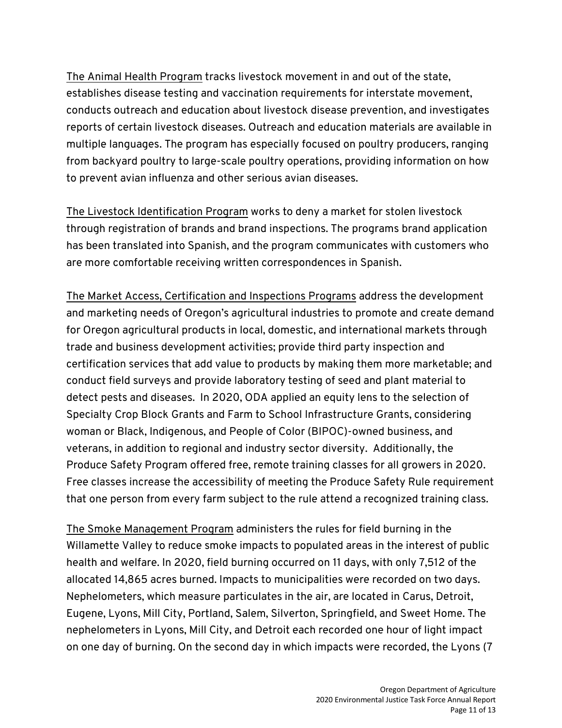The Animal Health Program tracks livestock movement in and out of the state, establishes disease testing and vaccination requirements for interstate movement, conducts outreach and education about livestock disease prevention, and investigates reports of certain livestock diseases. Outreach and education materials are available in multiple languages. The program has especially focused on poultry producers, ranging from backyard poultry to large-scale poultry operations, providing information on how to prevent avian influenza and other serious avian diseases.

The Livestock Identification Program works to deny a market for stolen livestock through registration of brands and brand inspections. The programs brand application has been translated into Spanish, and the program communicates with customers who are more comfortable receiving written correspondences in Spanish.

The Market Access, Certification and Inspections Programs address the development and marketing needs of Oregon's agricultural industries to promote and create demand for Oregon agricultural products in local, domestic, and international markets through trade and business development activities; provide third party inspection and certification services that add value to products by making them more marketable; and conduct field surveys and provide laboratory testing of seed and plant material to detect pests and diseases. In 2020, ODA applied an equity lens to the selection of Specialty Crop Block Grants and Farm to School Infrastructure Grants, considering woman or Black, Indigenous, and People of Color (BIPOC)-owned business, and veterans, in addition to regional and industry sector diversity. Additionally, the Produce Safety Program offered free, remote training classes for all growers in 2020. Free classes increase the accessibility of meeting the Produce Safety Rule requirement that one person from every farm subject to the rule attend a recognized training class.

The Smoke Management Program administers the rules for field burning in the Willamette Valley to reduce smoke impacts to populated areas in the interest of public health and welfare. In 2020, field burning occurred on 11 days, with only 7,512 of the allocated 14,865 acres burned. Impacts to municipalities were recorded on two days. Nephelometers, which measure particulates in the air, are located in Carus, Detroit, Eugene, Lyons, Mill City, Portland, Salem, Silverton, Springfield, and Sweet Home. The nephelometers in Lyons, Mill City, and Detroit each recorded one hour of light impact on one day of burning. On the second day in which impacts were recorded, the Lyons (7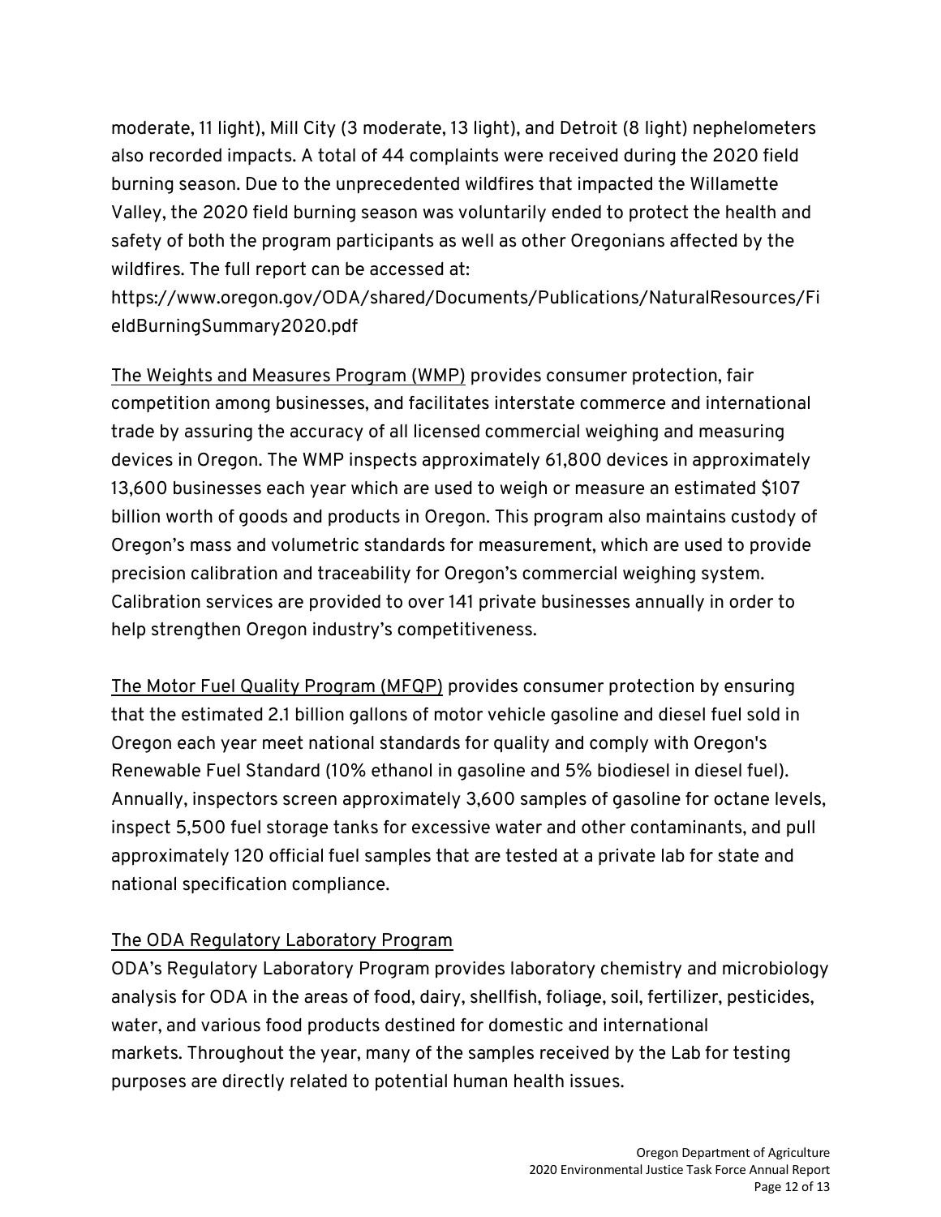moderate, 11 light), Mill City (3 moderate, 13 light), and Detroit (8 light) nephelometers also recorded impacts. A total of 44 complaints were received during the 2020 field burning season. Due to the unprecedented wildfires that impacted the Willamette Valley, the 2020 field burning season was voluntarily ended to protect the health and safety of both the program participants as well as other Oregonians affected by the wildfires. The full report can be accessed at: https://www.oregon.gov/ODA/shared/Documents/Publications/NaturalResources/FieldBurningSummary2020.pdf

The Weights and Measures Program (WMP) provides consumer protection, fair competition among businesses, and facilitates interstate commerce and international trade by assuring the accuracy of all licensed commercial weighing and measuring devices in Oregon. The WMP inspects approximately 61,800 devices in approximately 13,600 businesses each year which are used to weigh or measure an estimated $107 billion worth of goods and products in Oregon. This program also maintains custody of Oregon's mass and volumetric standards for measurement, which are used to provide precision calibration and traceability for Oregon's commercial weighing system. Calibration services are provided to over 141 private businesses annually in order to help strengthen Oregon industry's competitiveness.

The Motor Fuel Quality Program (MFQP) provides consumer protection by ensuring that the estimated 2.1 billion gallons of motor vehicle gasoline and diesel fuel sold in Oregon each year meet national standards for quality and comply with Oregon's Renewable Fuel Standard (10% ethanol in gasoline and 5% biodiesel in diesel fuel). Annually, inspectors screen approximately 3,600 samples of gasoline for octane levels, inspect 5,500 fuel storage tanks for excessive water and other contaminants, and pull approximately 120 official fuel samples that are tested at a private lab for state and national specification compliance.

The ODA Regulatory Laboratory Program

ODA's Regulatory Laboratory Program provides laboratory chemistry and microbiology analysis for ODA in the areas of food, dairy, shellfish, foliage, soil, fertilizer, pesticides, water, and various food products destined for domestic and international markets. Throughout the year, many of the samples received by the Lab for testing purposes are directly related to potential human health issues.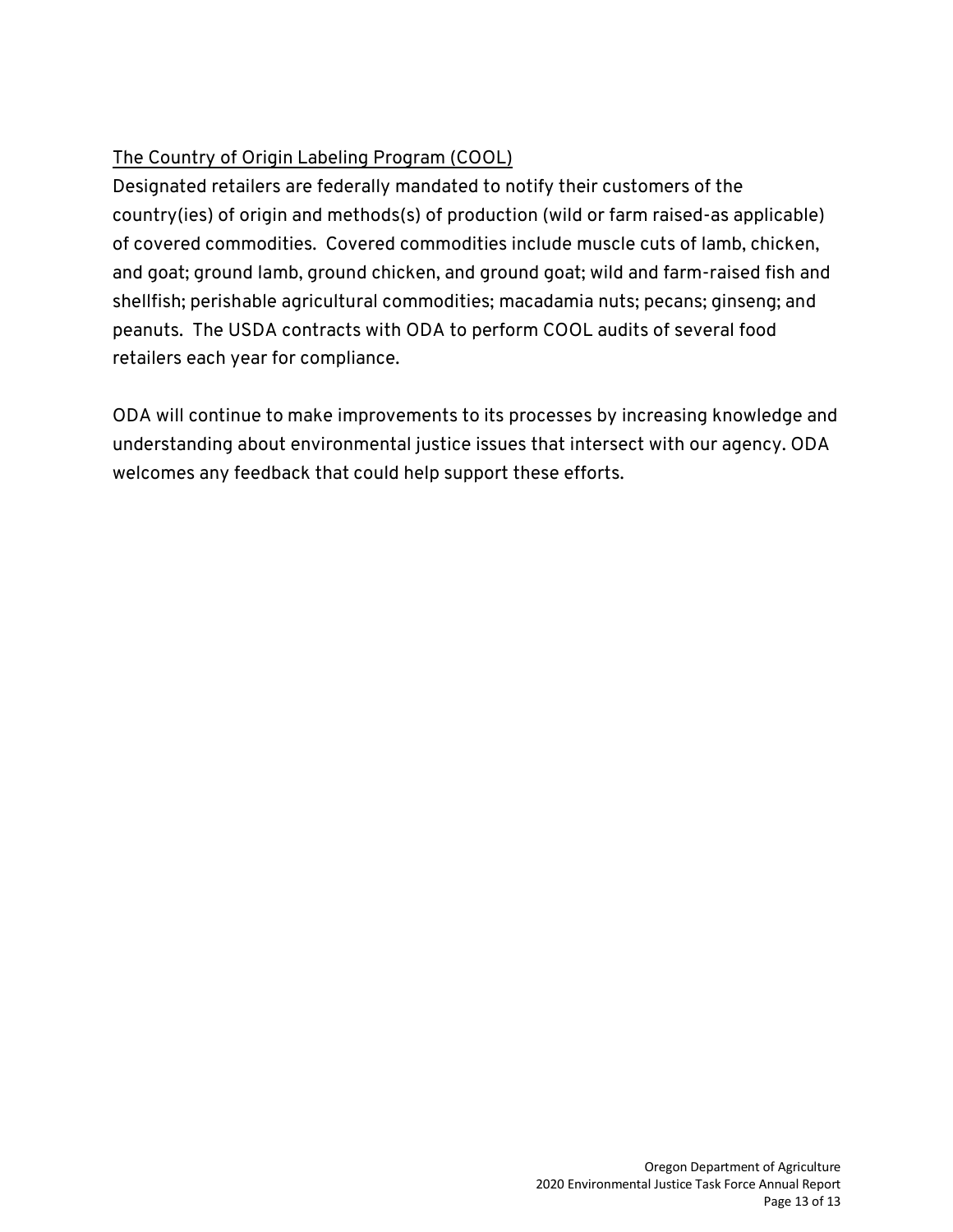<u>The Country of Origin Labeling Program (COOL)</u>

Designated retailers are federally mandated to notify their customers of the country(ies) of origin and methods(s) of production (wild or farm raised-as applicable) of covered commodities. Covered commodities include muscle cuts of lamb, chicken, and goat; ground lamb, ground chicken, and ground goat; wild and farm-raised fish and shellfish; perishable agricultural commodities; macadamia nuts; pecans; ginseng; and peanuts. The USDA contracts with ODA to perform COOL audits of several food retailers each year for compliance.

ODA will continue to make improvements to its processes by increasing knowledge and understanding about environmental justice issues that intersect with our agency. ODA welcomes any feedback that could help support these efforts.